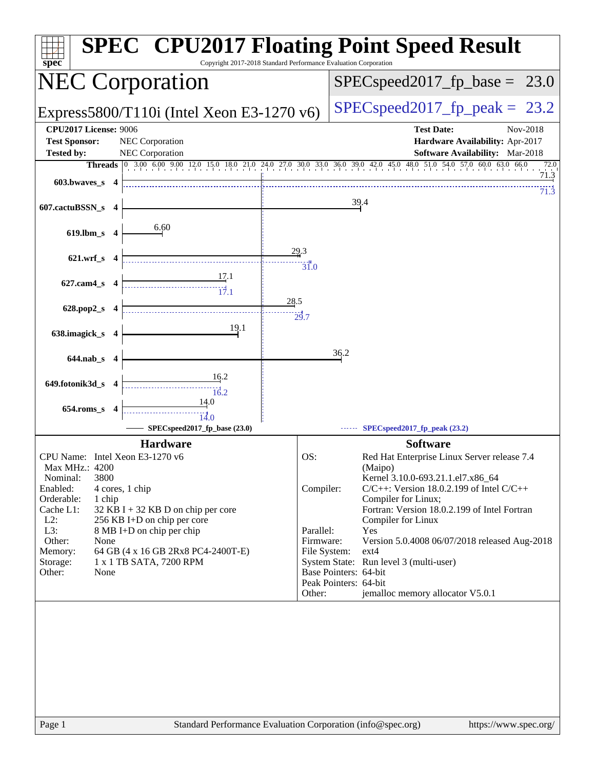# SPEC CPU2017 Floating Point Speed Result

Copyright 2017-2018 Standard Performance Evaluation Corporation

## NEC Corporation

Express5800/T110i (Intel Xeon E3-1270 v6)

SPECspeed2017_fp_base = 23.0

SPECspeed2017_fp_peak = 23.2

**CPU2017 License:** 9006
**Test Sponsor:** NEC Corporation
**Tested by:** NEC Corporation

**Test Date:** Nov-2018
**Hardware Availability:** Apr-2017
**Software Availability:** Mar-2018

| Benchmark | Threads | Base | Peak |
|---|---|---|---|
| 603.bwaves_s | 4 | 71.3 | 71.3 |
| 607.cactuBSSN_s | 4 | 39.4 | |
| 619.lbm_s | 4 | 6.60 | |
| 621.wrf_s | 4 | 29.3 | 31.0 |
| 627.cam4_s | 4 | 17.1 | 17.1 |
| 628.pop2_s | 4 | 28.5 | 29.7 |
| 638.imagick_s | 4 | 19.1 | |
| 644.nab_s | 4 | 36.2 | |
| 649.fotonik3d_s | 4 | 16.2 | 16.2 |
| 654.roms_s | 4 | 14.0 | 14.0 |

SPECspeed2017_fp_base (23.0) — SPECspeed2017_fp_peak (23.2)

### Hardware

| | |
|---|---|
| CPU Name: | Intel Xeon E3-1270 v6 |
| Max MHz.: | 4200 |
| Nominal: | 3800 |
| Enabled: | 4 cores, 1 chip |
| Orderable: | 1 chip |
| Cache L1: | 32 KB I + 32 KB D on chip per core |
| L2: | 256 KB I+D on chip per core |
| L3: | 8 MB I+D on chip per chip |
| Other: | None |
| Memory: | 64 GB (4 x 16 GB 2Rx8 PC4-2400T-E) |
| Storage: | 1 x 1 TB SATA, 7200 RPM |
| Other: | None |

### Software

| | |
|---|---|
| OS: | Red Hat Enterprise Linux Server release 7.4 (Maipo) Kernel 3.10.0-693.21.1.el7.x86_64 |
| Compiler: | C/C++: Version 18.0.2.199 of Intel C/C++ Compiler for Linux; Fortran: Version 18.0.2.199 of Intel Fortran Compiler for Linux |
| Parallel: | Yes |
| Firmware: | Version 5.0.4008 06/07/2018 released Aug-2018 |
| File System: | ext4 |
| System State: | Run level 3 (multi-user) |
| Base Pointers: | 64-bit |
| Peak Pointers: | 64-bit |
| Other: | jemalloc memory allocator V5.0.1 |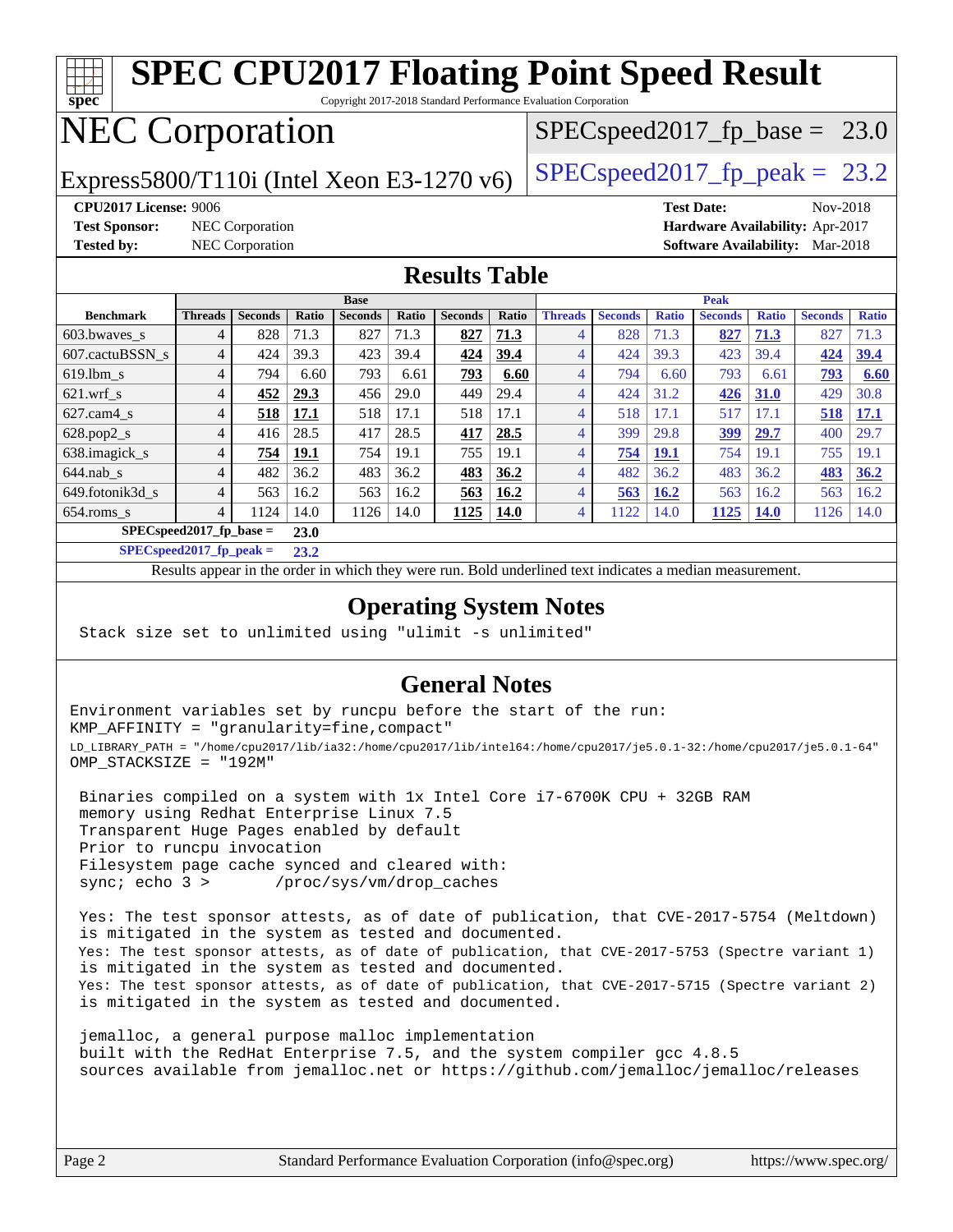# SPEC CPU2017 Floating Point Speed Result

Copyright 2017-2018 Standard Performance Evaluation Corporation

## NEC Corporation

Express5800/T110i (Intel Xeon E3-1270 v6)

SPECspeed2017_fp_base = 23.0

SPECspeed2017_fp_peak = 23.2

**CPU2017 License:** 9006
**Test Sponsor:** NEC Corporation
**Tested by:** NEC Corporation

**Test Date:** Nov-2018
**Hardware Availability:** Apr-2017
**Software Availability:** Mar-2018

## Results Table

| Benchmark | Base | | | | | | | Peak | | | | | | |
|---|---|---|---|---|---|---|---|---|---|---|---|---|---|---|
| | Threads | Seconds | Ratio | Seconds | Ratio | Seconds | Ratio | Threads | Seconds | Ratio | Seconds | Ratio | Seconds | Ratio |
| 603.bwaves_s | 4 | 828 | 71.3 | 827 | 71.3 | **827** | **71.3** | 4 | 828 | 71.3 | **827** | **71.3** | 827 | 71.3 |
| 607.cactuBSSN_s | 4 | 424 | 39.3 | 423 | 39.4 | **424** | **39.4** | 4 | 424 | 39.3 | 423 | 39.4 | **424** | **39.4** |
| 619.lbm_s | 4 | 794 | 6.60 | 793 | 6.61 | **793** | **6.60** | 4 | 794 | 6.60 | 793 | 6.61 | **793** | **6.60** |
| 621.wrf_s | 4 | **452** | **29.3** | 456 | 29.0 | 449 | 29.4 | 4 | 424 | 31.2 | **426** | **31.0** | 429 | 30.8 |
| 627.cam4_s | 4 | **518** | **17.1** | 518 | 17.1 | 518 | 17.1 | 4 | 518 | 17.1 | 517 | 17.1 | **518** | **17.1** |
| 628.pop2_s | 4 | 416 | 28.5 | 417 | 28.5 | **417** | **28.5** | 4 | 399 | 29.8 | **399** | **29.7** | 400 | 29.7 |
| 638.imagick_s | 4 | **754** | **19.1** | 754 | 19.1 | 755 | 19.1 | 4 | **754** | **19.1** | 754 | 19.1 | 755 | 19.1 |
| 644.nab_s | 4 | 482 | 36.2 | 483 | 36.2 | **483** | **36.2** | 4 | 482 | 36.2 | 483 | 36.2 | **483** | **36.2** |
| 649.fotonik3d_s | 4 | 563 | 16.2 | 563 | 16.2 | **563** | **16.2** | 4 | **563** | **16.2** | 563 | 16.2 | 563 | 16.2 |
| 654.roms_s | 4 | 1124 | 14.0 | 1126 | 14.0 | **1125** | **14.0** | 4 | 1122 | 14.0 | **1125** | **14.0** | 1126 | 14.0 |

**SPECspeed2017_fp_base = 23.0**

**SPECspeed2017_fp_peak = 23.2**

Results appear in the order in which they were run. Bold underlined text indicates a median measurement.

## Operating System Notes

```
Stack size set to unlimited using "ulimit -s unlimited"
```

## General Notes

```
Environment variables set by runcpu before the start of the run:
KMP_AFFINITY = "granularity=fine,compact"
LD_LIBRARY_PATH = "/home/cpu2017/lib/ia32:/home/cpu2017/lib/intel64:/home/cpu2017/je5.0.1-32:/home/cpu2017/je5.0.1-64"
OMP_STACKSIZE = "192M"

 Binaries compiled on a system with 1x Intel Core i7-6700K CPU + 32GB RAM
 memory using Redhat Enterprise Linux 7.5
 Transparent Huge Pages enabled by default
 Prior to runcpu invocation
 Filesystem page cache synced and cleared with:
 sync; echo 3 >       /proc/sys/vm/drop_caches

 Yes: The test sponsor attests, as of date of publication, that CVE-2017-5754 (Meltdown)
 is mitigated in the system as tested and documented.
 Yes: The test sponsor attests, as of date of publication, that CVE-2017-5753 (Spectre variant 1)
 is mitigated in the system as tested and documented.
 Yes: The test sponsor attests, as of date of publication, that CVE-2017-5715 (Spectre variant 2)
 is mitigated in the system as tested and documented.

 jemalloc, a general purpose malloc implementation
 built with the RedHat Enterprise 7.5, and the system compiler gcc 4.8.5
 sources available from jemalloc.net or https://github.com/jemalloc/jemalloc/releases
```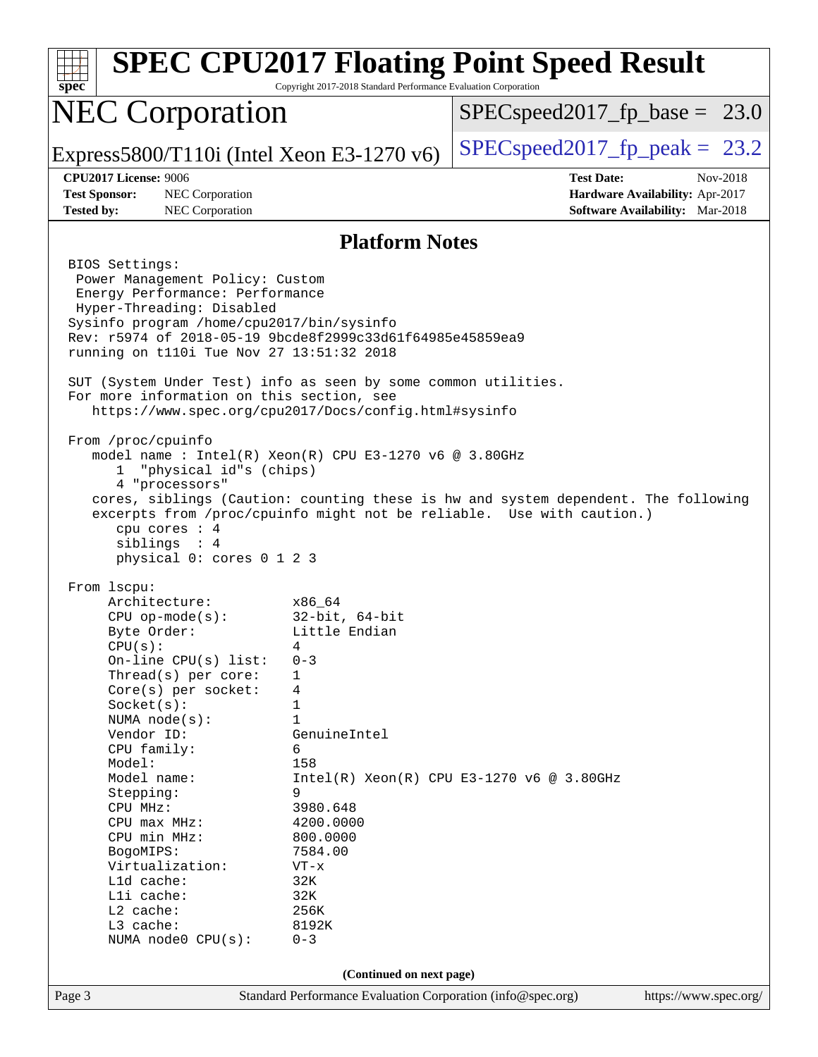# SPEC CPU2017 Floating Point Speed Result

Copyright 2017-2018 Standard Performance Evaluation Corporation

## NEC Corporation

Express5800/T110i (Intel Xeon E3-1270 v6)

SPECspeed2017_fp_base = 23.0

SPECspeed2017_fp_peak = 23.2

**CPU2017 License:** 9006
**Test Sponsor:** NEC Corporation
**Tested by:** NEC Corporation

**Test Date:** Nov-2018
**Hardware Availability:** Apr-2017
**Software Availability:** Mar-2018

### Platform Notes

```
BIOS Settings:
 Power Management Policy: Custom
 Energy Performance: Performance
 Hyper-Threading: Disabled
Sysinfo program /home/cpu2017/bin/sysinfo
Rev: r5974 of 2018-05-19 9bcde8f2999c33d61f64985e45859ea9
running on t110i Tue Nov 27 13:51:32 2018

SUT (System Under Test) info as seen by some common utilities.
For more information on this section, see
   https://www.spec.org/cpu2017/Docs/config.html#sysinfo

From /proc/cpuinfo
   model name : Intel(R) Xeon(R) CPU E3-1270 v6 @ 3.80GHz
      1  "physical id"s (chips)
      4 "processors"
   cores, siblings (Caution: counting these is hw and system dependent. The following
   excerpts from /proc/cpuinfo might not be reliable.  Use with caution.)
      cpu cores : 4
      siblings  : 4
      physical 0: cores 0 1 2 3

From lscpu:
     Architecture:          x86_64
     CPU op-mode(s):        32-bit, 64-bit
     Byte Order:            Little Endian
     CPU(s):                4
     On-line CPU(s) list:   0-3
     Thread(s) per core:    1
     Core(s) per socket:    4
     Socket(s):             1
     NUMA node(s):          1
     Vendor ID:             GenuineIntel
     CPU family:            6
     Model:                 158
     Model name:            Intel(R) Xeon(R) CPU E3-1270 v6 @ 3.80GHz
     Stepping:              9
     CPU MHz:               3980.648
     CPU max MHz:           4200.0000
     CPU min MHz:           800.0000
     BogoMIPS:              7584.00
     Virtualization:        VT-x
     L1d cache:             32K
     L1i cache:             32K
     L2 cache:              256K
     L3 cache:              8192K
     NUMA node0 CPU(s):     0-3
```

(Continued on next page)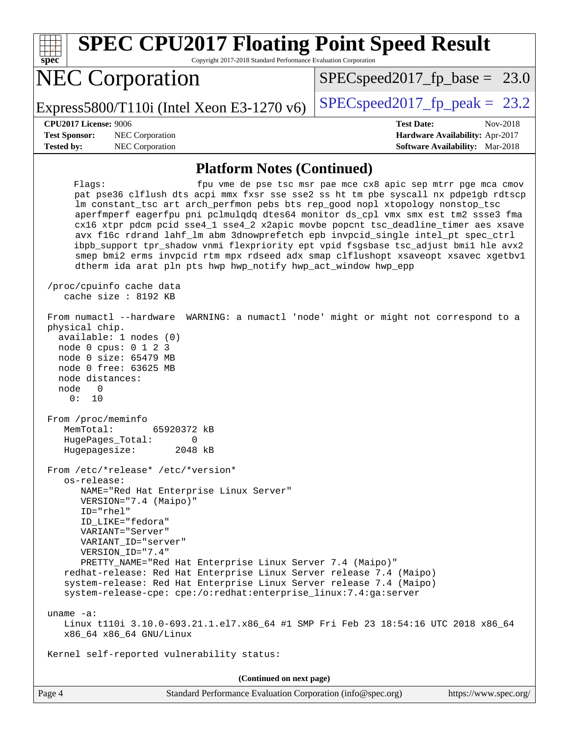## Platform Notes (Continued)

```
     Flags:                fpu vme de pse tsc msr pae mce cx8 apic sep mtrr pge mca cmov
       pat pse36 clflush dts acpi mmx fxsr sse sse2 ss ht tm pbe syscall nx pdpe1gb rdtscp
       lm constant_tsc art arch_perfmon pebs bts rep_good nopl xtopology nonstop_tsc
       aperfmperf eagerfpu pni pclmulqdq dtes64 monitor ds_cpl vmx smx est tm2 ssse3 fma
       cx16 xtpr pdcm pcid sse4_1 sse4_2 x2apic movbe popcnt tsc_deadline_timer aes xsave
       avx f16c rdrand lahf_lm abm 3dnowprefetch epb invpcid_single intel_pt spec_ctrl
       ibpb_support tpr_shadow vnmi flexpriority ept vpid fsgsbase tsc_adjust bmi1 hle avx2
       smep bmi2 erms invpcid rtm mpx rdseed adx smap clflushopt xsaveopt xsavec xgetbv1
       dtherm ida arat pln pts hwp hwp_notify hwp_act_window hwp_epp

 /proc/cpuinfo cache data
    cache size : 8192 KB

 From numactl --hardware  WARNING: a numactl 'node' might or might not correspond to a
 physical chip.
   available: 1 nodes (0)
   node 0 cpus: 0 1 2 3
   node 0 size: 65479 MB
   node 0 free: 63625 MB
   node distances:
   node   0
     0:  10

 From /proc/meminfo
    MemTotal:       65920372 kB
    HugePages_Total:       0
    Hugepagesize:       2048 kB

 From /etc/*release* /etc/*version*
    os-release:
       NAME="Red Hat Enterprise Linux Server"
       VERSION="7.4 (Maipo)"
       ID="rhel"
       ID_LIKE="fedora"
       VARIANT="Server"
       VARIANT_ID="server"
       VERSION_ID="7.4"
       PRETTY_NAME="Red Hat Enterprise Linux Server 7.4 (Maipo)"
    redhat-release: Red Hat Enterprise Linux Server release 7.4 (Maipo)
    system-release: Red Hat Enterprise Linux Server release 7.4 (Maipo)
    system-release-cpe: cpe:/o:redhat:enterprise_linux:7.4:ga:server

 uname -a:
    Linux t110i 3.10.0-693.21.1.el7.x86_64 #1 SMP Fri Feb 23 18:54:16 UTC 2018 x86_64
    x86_64 x86_64 GNU/Linux

 Kernel self-reported vulnerability status:
```

**(Continued on next page)**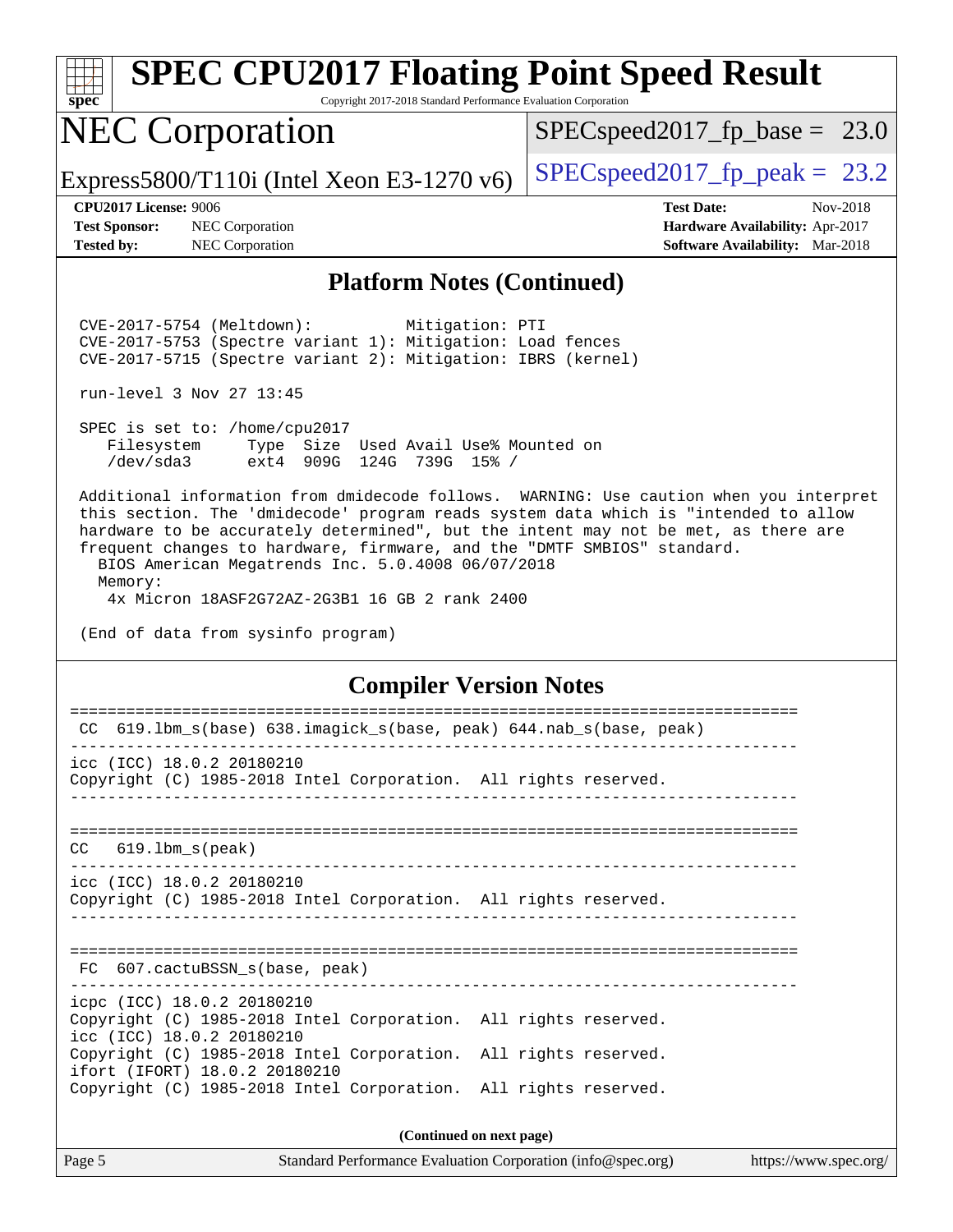# SPEC CPU2017 Floating Point Speed Result

Copyright 2017-2018 Standard Performance Evaluation Corporation

## NEC Corporation

Express5800/T110i (Intel Xeon E3-1270 v6)

SPECspeed2017_fp_base = 23.0

SPECspeed2017_fp_peak = 23.2

**CPU2017 License:** 9006
**Test Sponsor:** NEC Corporation
**Tested by:** NEC Corporation

**Test Date:** Nov-2018
**Hardware Availability:** Apr-2017
**Software Availability:** Mar-2018

### Platform Notes (Continued)

```
 CVE-2017-5754 (Meltdown):          Mitigation: PTI
 CVE-2017-5753 (Spectre variant 1): Mitigation: Load fences
 CVE-2017-5715 (Spectre variant 2): Mitigation: IBRS (kernel)

 run-level 3 Nov 27 13:45

 SPEC is set to: /home/cpu2017
    Filesystem     Type  Size  Used Avail Use% Mounted on
    /dev/sda3      ext4  909G  124G  739G  15% /

 Additional information from dmidecode follows.  WARNING: Use caution when you interpret
 this section. The 'dmidecode' program reads system data which is "intended to allow
 hardware to be accurately determined", but the intent may not be met, as there are
 frequent changes to hardware, firmware, and the "DMTF SMBIOS" standard.
   BIOS American Megatrends Inc. 5.0.4008 06/07/2018
   Memory:
    4x Micron 18ASF2G72AZ-2G3B1 16 GB 2 rank 2400

 (End of data from sysinfo program)
```

### Compiler Version Notes

```
==============================================================================
 CC  619.lbm_s(base) 638.imagick_s(base, peak) 644.nab_s(base, peak)
------------------------------------------------------------------------------
icc (ICC) 18.0.2 20180210
Copyright (C) 1985-2018 Intel Corporation.  All rights reserved.
------------------------------------------------------------------------------

==============================================================================
CC   619.lbm_s(peak)
------------------------------------------------------------------------------
icc (ICC) 18.0.2 20180210
Copyright (C) 1985-2018 Intel Corporation.  All rights reserved.
------------------------------------------------------------------------------

==============================================================================
 FC  607.cactuBSSN_s(base, peak)
------------------------------------------------------------------------------
icpc (ICC) 18.0.2 20180210
Copyright (C) 1985-2018 Intel Corporation.  All rights reserved.
icc (ICC) 18.0.2 20180210
Copyright (C) 1985-2018 Intel Corporation.  All rights reserved.
ifort (IFORT) 18.0.2 20180210
Copyright (C) 1985-2018 Intel Corporation.  All rights reserved.
```

**(Continued on next page)**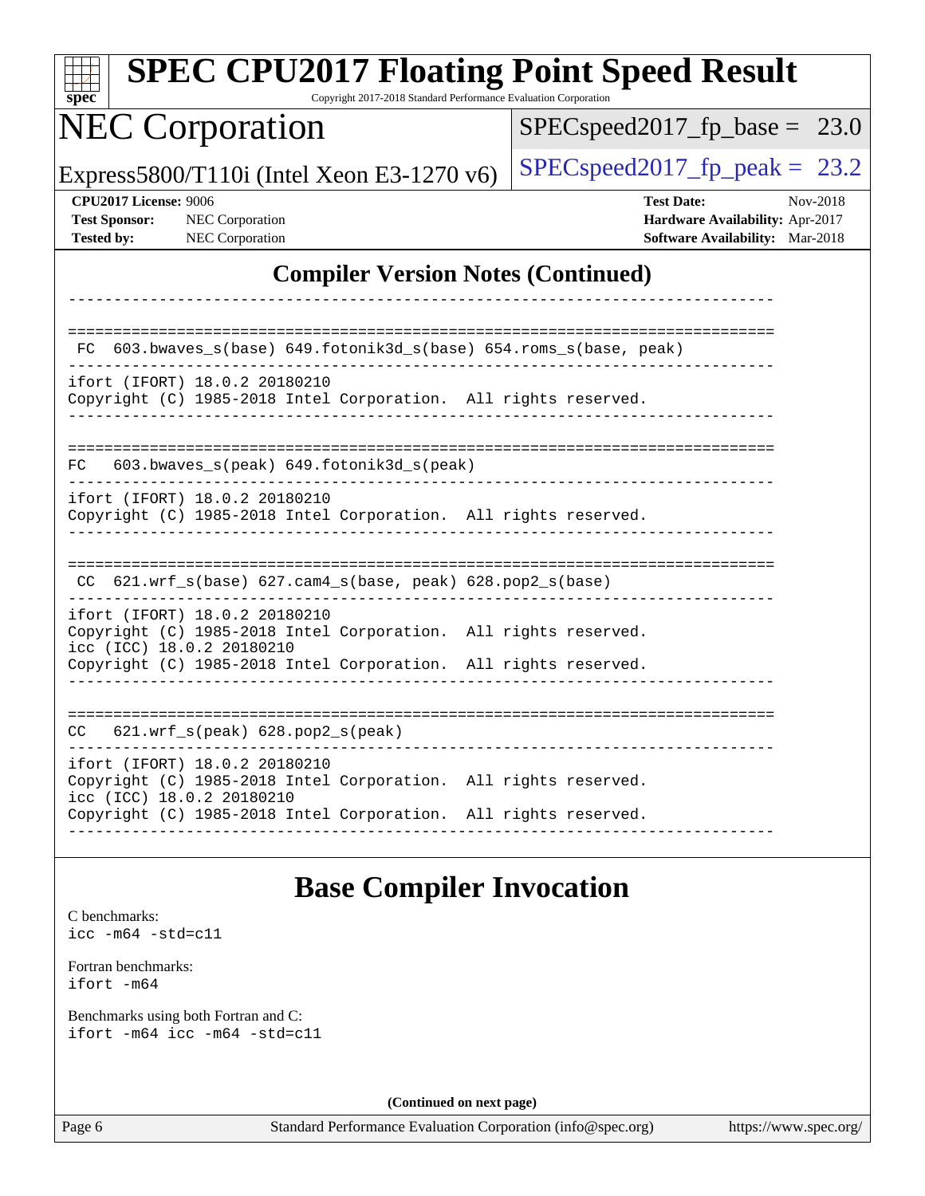## Compiler Version Notes (Continued)

```
------------------------------------------------------------------------------

==============================================================================
 FC  603.bwaves_s(base) 649.fotonik3d_s(base) 654.roms_s(base, peak)
------------------------------------------------------------------------------
ifort (IFORT) 18.0.2 20180210
Copyright (C) 1985-2018 Intel Corporation.  All rights reserved.
------------------------------------------------------------------------------

==============================================================================
FC   603.bwaves_s(peak) 649.fotonik3d_s(peak)
------------------------------------------------------------------------------
ifort (IFORT) 18.0.2 20180210
Copyright (C) 1985-2018 Intel Corporation.  All rights reserved.
------------------------------------------------------------------------------

==============================================================================
 CC  621.wrf_s(base) 627.cam4_s(base, peak) 628.pop2_s(base)
------------------------------------------------------------------------------
ifort (IFORT) 18.0.2 20180210
Copyright (C) 1985-2018 Intel Corporation.  All rights reserved.
icc (ICC) 18.0.2 20180210
Copyright (C) 1985-2018 Intel Corporation.  All rights reserved.
------------------------------------------------------------------------------

==============================================================================
CC   621.wrf_s(peak) 628.pop2_s(peak)
------------------------------------------------------------------------------
ifort (IFORT) 18.0.2 20180210
Copyright (C) 1985-2018 Intel Corporation.  All rights reserved.
icc (ICC) 18.0.2 20180210
Copyright (C) 1985-2018 Intel Corporation.  All rights reserved.
------------------------------------------------------------------------------
```

## Base Compiler Invocation

C benchmarks:
`icc -m64 -std=c11`

Fortran benchmarks:
`ifort -m64`

Benchmarks using both Fortran and C:
`ifort -m64 icc -m64 -std=c11`

**(Continued on next page)**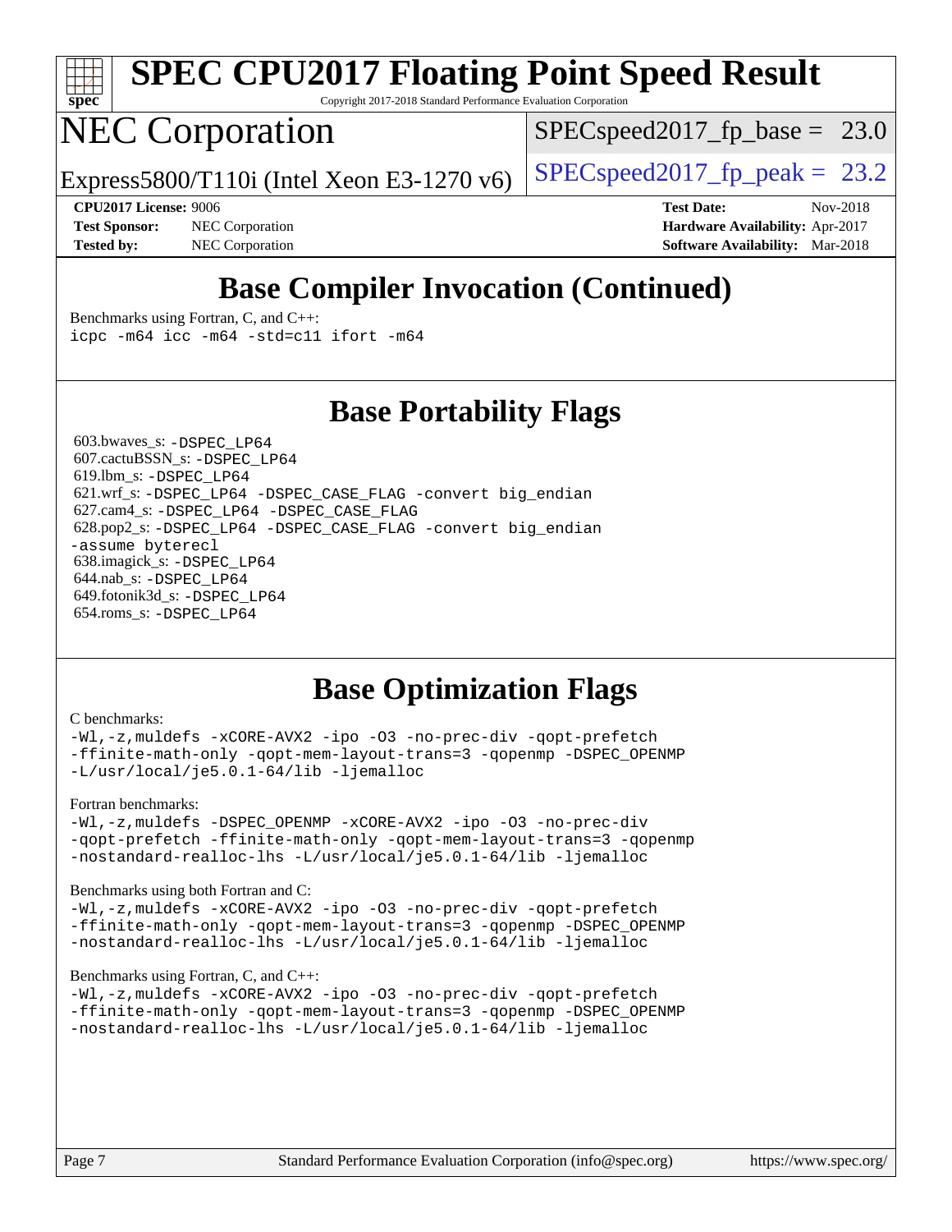# SPEC CPU2017 Floating Point Speed Result

Copyright 2017-2018 Standard Performance Evaluation Corporation

## NEC Corporation

Express5800/T110i (Intel Xeon E3-1270 v6)

SPECspeed2017_fp_base = 23.0

SPECspeed2017_fp_peak = 23.2

**CPU2017 License:** 9006
**Test Sponsor:** NEC Corporation
**Tested by:** NEC Corporation

**Test Date:** Nov-2018
**Hardware Availability:** Apr-2017
**Software Availability:** Mar-2018

## Base Compiler Invocation (Continued)

Benchmarks using Fortran, C, and C++:
```
icpc -m64 icc -m64 -std=c11 ifort -m64
```

## Base Portability Flags

603.bwaves_s: `-DSPEC_LP64`
607.cactuBSSN_s: `-DSPEC_LP64`
619.lbm_s: `-DSPEC_LP64`
621.wrf_s: `-DSPEC_LP64 -DSPEC_CASE_FLAG -convert big_endian`
627.cam4_s: `-DSPEC_LP64 -DSPEC_CASE_FLAG`
628.pop2_s: `-DSPEC_LP64 -DSPEC_CASE_FLAG -convert big_endian -assume byterecl`
638.imagick_s: `-DSPEC_LP64`
644.nab_s: `-DSPEC_LP64`
649.fotonik3d_s: `-DSPEC_LP64`
654.roms_s: `-DSPEC_LP64`

## Base Optimization Flags

C benchmarks:
```
-Wl,-z,muldefs -xCORE-AVX2 -ipo -O3 -no-prec-div -qopt-prefetch
-ffinite-math-only -qopt-mem-layout-trans=3 -qopenmp -DSPEC_OPENMP
-L/usr/local/je5.0.1-64/lib -ljemalloc
```

Fortran benchmarks:
```
-Wl,-z,muldefs -DSPEC_OPENMP -xCORE-AVX2 -ipo -O3 -no-prec-div
-qopt-prefetch -ffinite-math-only -qopt-mem-layout-trans=3 -qopenmp
-nostandard-realloc-lhs -L/usr/local/je5.0.1-64/lib -ljemalloc
```

Benchmarks using both Fortran and C:
```
-Wl,-z,muldefs -xCORE-AVX2 -ipo -O3 -no-prec-div -qopt-prefetch
-ffinite-math-only -qopt-mem-layout-trans=3 -qopenmp -DSPEC_OPENMP
-nostandard-realloc-lhs -L/usr/local/je5.0.1-64/lib -ljemalloc
```

Benchmarks using Fortran, C, and C++:
```
-Wl,-z,muldefs -xCORE-AVX2 -ipo -O3 -no-prec-div -qopt-prefetch
-ffinite-math-only -qopt-mem-layout-trans=3 -qopenmp -DSPEC_OPENMP
-nostandard-realloc-lhs -L/usr/local/je5.0.1-64/lib -ljemalloc
```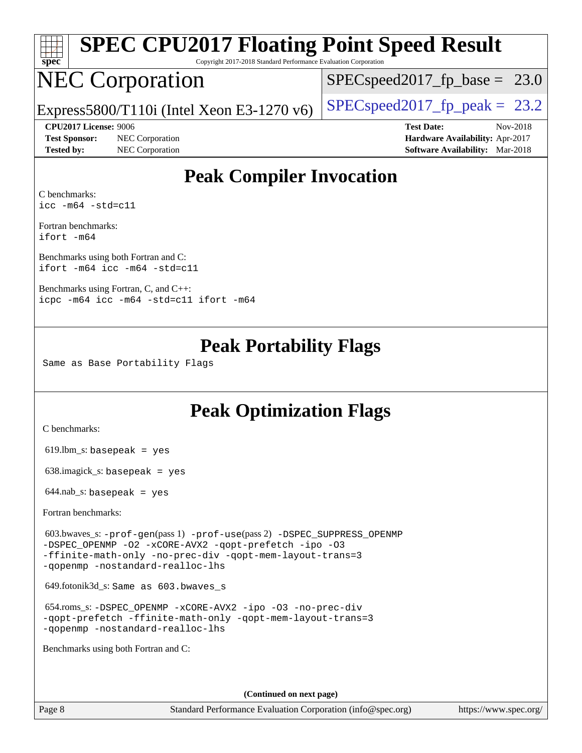# SPEC CPU2017 Floating Point Speed Result

Copyright 2017-2018 Standard Performance Evaluation Corporation

# NEC Corporation

Express5800/T110i (Intel Xeon E3-1270 v6)

SPECspeed2017_fp_base = 23.0

SPECspeed2017_fp_peak = 23.2

**CPU2017 License:** 9006
**Test Sponsor:** NEC Corporation
**Tested by:** NEC Corporation

**Test Date:** Nov-2018
**Hardware Availability:** Apr-2017
**Software Availability:** Mar-2018

## Peak Compiler Invocation

C benchmarks:
`icc -m64 -std=c11`

Fortran benchmarks:
`ifort -m64`

Benchmarks using both Fortran and C:
`ifort -m64 icc -m64 -std=c11`

Benchmarks using Fortran, C, and C++:
`icpc -m64 icc -m64 -std=c11 ifort -m64`

## Peak Portability Flags

Same as Base Portability Flags

## Peak Optimization Flags

C benchmarks:

619.lbm_s: `basepeak = yes`

638.imagick_s: `basepeak = yes`

644.nab_s: `basepeak = yes`

Fortran benchmarks:

603.bwaves_s: `-prof-gen`(pass 1) `-prof-use`(pass 2) `-DSPEC_SUPPRESS_OPENMP -DSPEC_OPENMP -O2 -xCORE-AVX2 -qopt-prefetch -ipo -O3 -ffinite-math-only -no-prec-div -qopt-mem-layout-trans=3 -qopenmp -nostandard-realloc-lhs`

649.fotonik3d_s: `Same as 603.bwaves_s`

654.roms_s: `-DSPEC_OPENMP -xCORE-AVX2 -ipo -O3 -no-prec-div -qopt-prefetch -ffinite-math-only -qopt-mem-layout-trans=3 -qopenmp -nostandard-realloc-lhs`

Benchmarks using both Fortran and C:

**(Continued on next page)**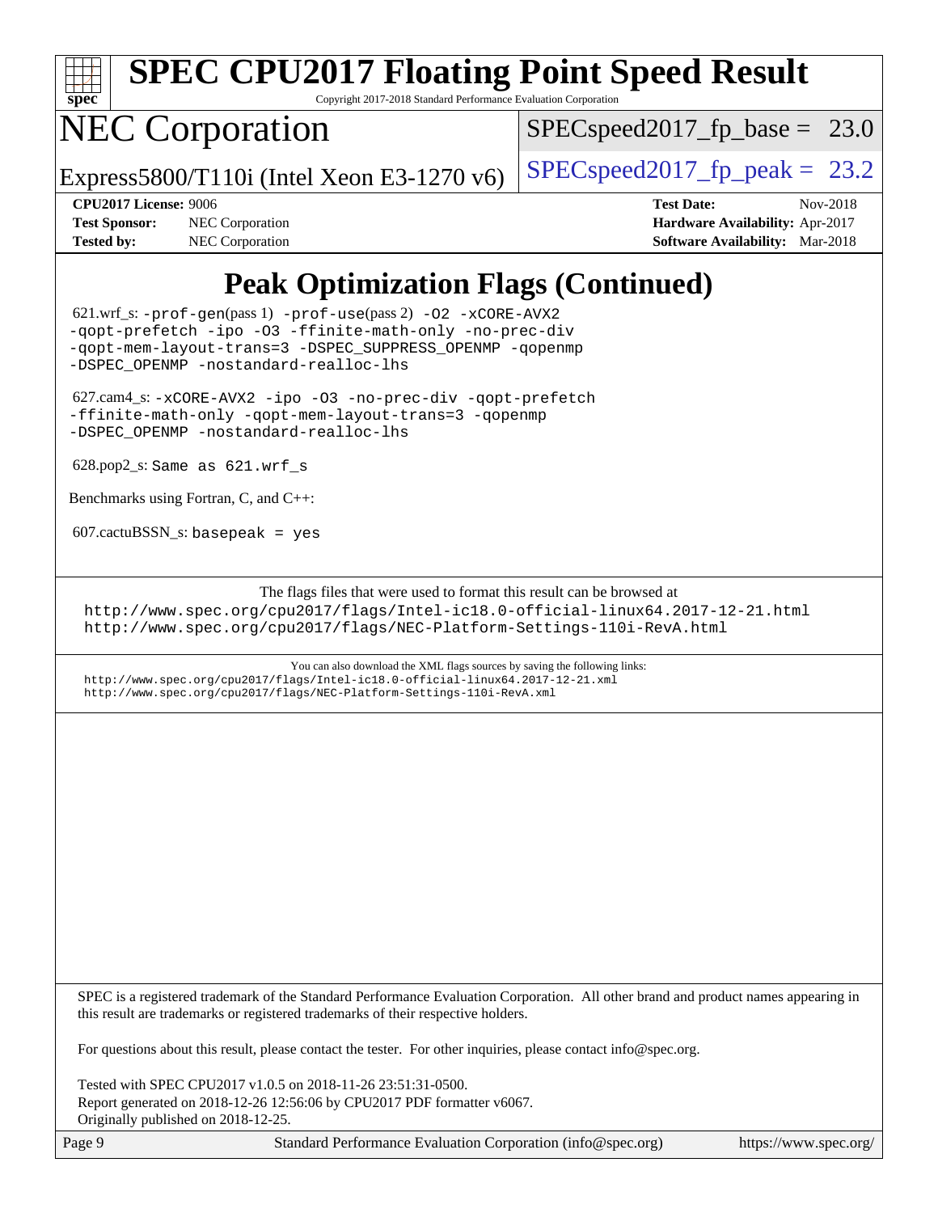# SPEC CPU2017 Floating Point Speed Result

Copyright 2017-2018 Standard Performance Evaluation Corporation

# NEC Corporation

Express5800/T110i (Intel Xeon E3-1270 v6)

SPECspeed2017_fp_base = 23.0

SPECspeed2017_fp_peak = 23.2

**CPU2017 License:** 9006
**Test Sponsor:** NEC Corporation
**Tested by:** NEC Corporation

**Test Date:** Nov-2018
**Hardware Availability:** Apr-2017
**Software Availability:** Mar-2018

## Peak Optimization Flags (Continued)

621.wrf_s: -prof-gen(pass 1) -prof-use(pass 2) -O2 -xCORE-AVX2 -qopt-prefetch -ipo -O3 -ffinite-math-only -no-prec-div -qopt-mem-layout-trans=3 -DSPEC_SUPPRESS_OPENMP -qopenmp -DSPEC_OPENMP -nostandard-realloc-lhs

627.cam4_s: -xCORE-AVX2 -ipo -O3 -no-prec-div -qopt-prefetch -ffinite-math-only -qopt-mem-layout-trans=3 -qopenmp -DSPEC_OPENMP -nostandard-realloc-lhs

628.pop2_s: Same as 621.wrf_s

Benchmarks using Fortran, C, and C++:

607.cactuBSSN_s: basepeak = yes

The flags files that were used to format this result can be browsed at
http://www.spec.org/cpu2017/flags/Intel-ic18.0-official-linux64.2017-12-21.html
http://www.spec.org/cpu2017/flags/NEC-Platform-Settings-110i-RevA.html

You can also download the XML flags sources by saving the following links:
http://www.spec.org/cpu2017/flags/Intel-ic18.0-official-linux64.2017-12-21.xml
http://www.spec.org/cpu2017/flags/NEC-Platform-Settings-110i-RevA.xml

SPEC is a registered trademark of the Standard Performance Evaluation Corporation. All other brand and product names appearing in this result are trademarks or registered trademarks of their respective holders.

For questions about this result, please contact the tester. For other inquiries, please contact info@spec.org.

Tested with SPEC CPU2017 v1.0.5 on 2018-11-26 23:51:31-0500.
Report generated on 2018-12-26 12:56:06 by CPU2017 PDF formatter v6067.
Originally published on 2018-12-25.